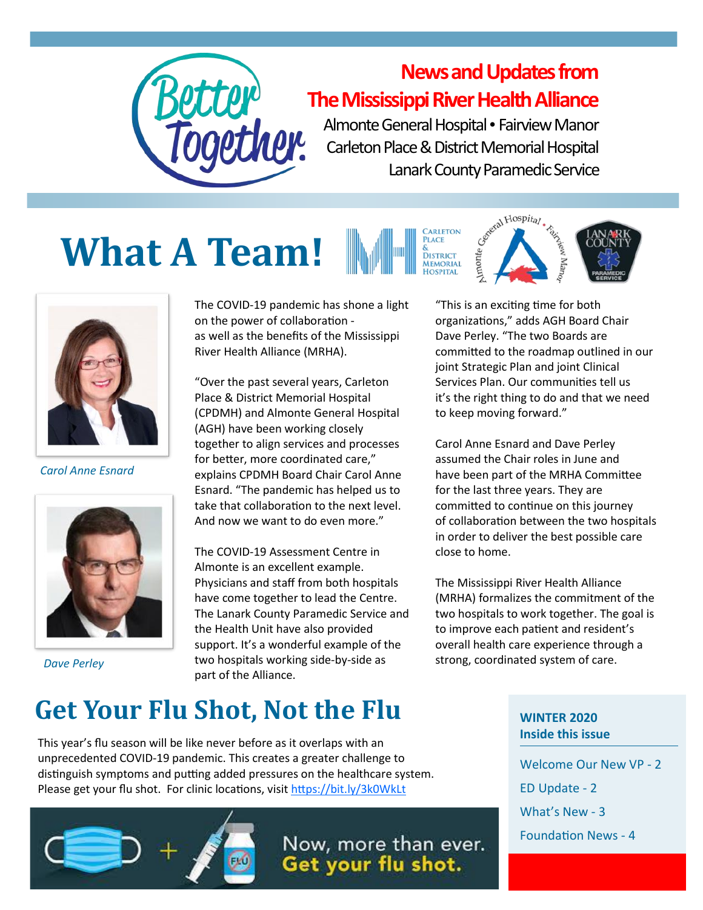# News and Updates from The Mississippi River Health Alliance

Almonte General Hospital • Fairview Manor
Carleton Place & District Memorial Hospital
Lanark County Paramedic Service

# What A Team!

*Carol Anne Esnard*

*Dave Perley*

The COVID-19 pandemic has shone a light on the power of collaboration - as well as the benefits of the Mississippi River Health Alliance (MRHA).

"Over the past several years, Carleton Place & District Memorial Hospital (CPDMH) and Almonte General Hospital (AGH) have been working closely together to align services and processes for better, more coordinated care," explains CPDMH Board Chair Carol Anne Esnard. "The pandemic has helped us to take that collaboration to the next level. And now we want to do even more."

The COVID-19 Assessment Centre in Almonte is an excellent example. Physicians and staff from both hospitals have come together to lead the Centre. The Lanark County Paramedic Service and the Health Unit have also provided support. It's a wonderful example of the two hospitals working side-by-side as part of the Alliance.

"This is an exciting time for both organizations," adds AGH Board Chair Dave Perley. "The two Boards are committed to the roadmap outlined in our joint Strategic Plan and joint Clinical Services Plan. Our communities tell us it's the right thing to do and that we need to keep moving forward."

Carol Anne Esnard and Dave Perley assumed the Chair roles in June and have been part of the MRHA Committee for the last three years. They are committed to continue on this journey of collaboration between the two hospitals in order to deliver the best possible care close to home.

The Mississippi River Health Alliance (MRHA) formalizes the commitment of the two hospitals to work together. The goal is to improve each patient and resident's overall health care experience through a strong, coordinated system of care.

# Get Your Flu Shot, Not the Flu

This year's flu season will be like never before as it overlaps with an unprecedented COVID-19 pandemic. This creates a greater challenge to distinguish symptoms and putting added pressures on the healthcare system. Please get your flu shot. For clinic locations, visit https://bit.ly/3k0WkLt

Now, more than ever. Get your flu shot.

**WINTER 2020**
**Inside this issue**

- Welcome Our New VP - 2
- ED Update - 2
- What's New - 3
- Foundation News - 4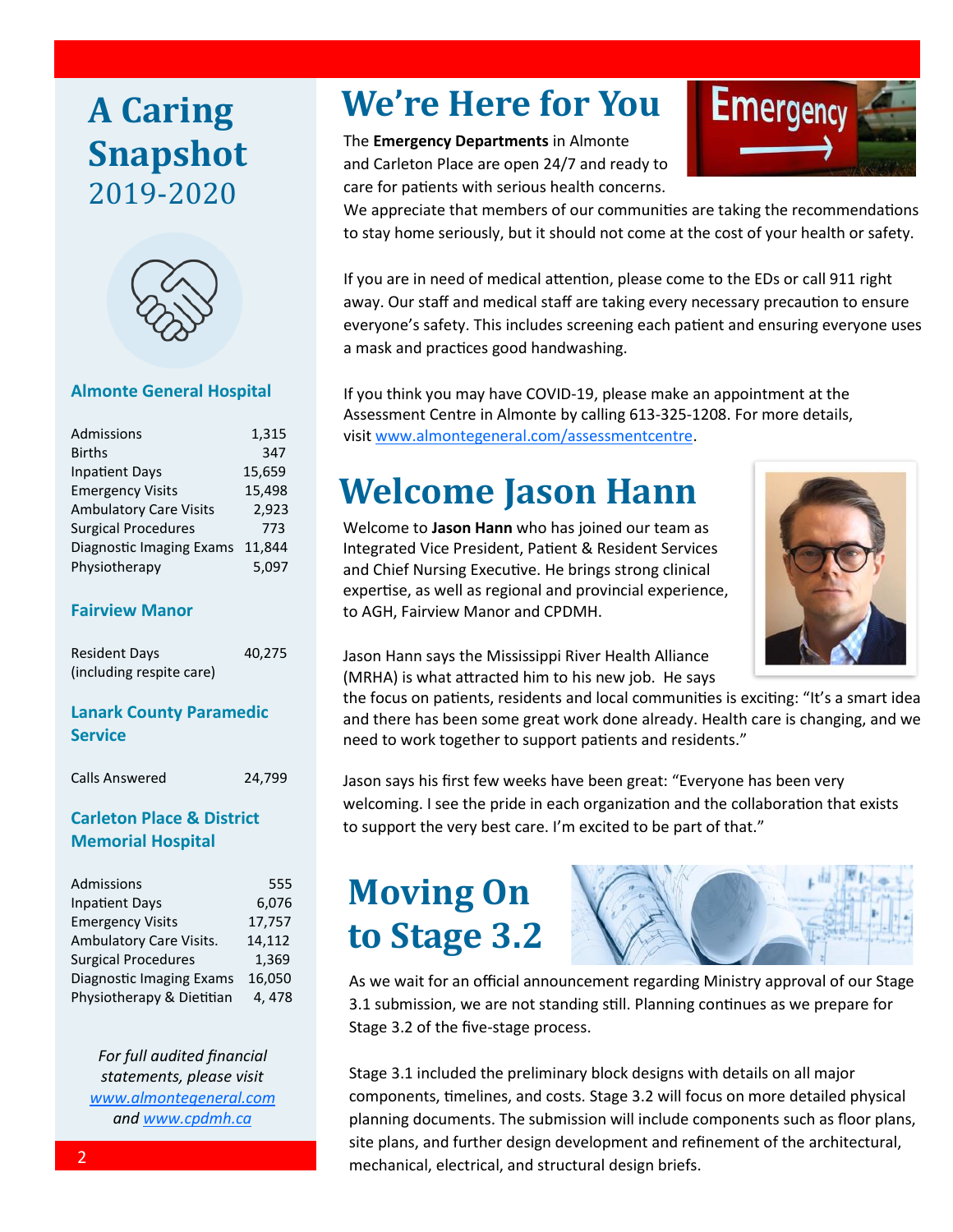# A Caring Snapshot 2019-2020

### Almonte General Hospital

| | |
|---|---|
| Admissions | 1,315 |
| Births | 347 |
| Inpatient Days | 15,659 |
| Emergency Visits | 15,498 |
| Ambulatory Care Visits | 2,923 |
| Surgical Procedures | 773 |
| Diagnostic Imaging Exams | 11,844 |
| Physiotherapy | 5,097 |

### Fairview Manor

| | |
|---|---|
| Resident Days (including respite care) | 40,275 |

### Lanark County Paramedic Service

| | |
|---|---|
| Calls Answered | 24,799 |

### Carleton Place & District Memorial Hospital

| | |
|---|---|
| Admissions | 555 |
| Inpatient Days | 6,076 |
| Emergency Visits | 17,757 |
| Ambulatory Care Visits. | 14,112 |
| Surgical Procedures | 1,369 |
| Diagnostic Imaging Exams | 16,050 |
| Physiotherapy & Dietitian | 4, 478 |

*For full audited financial statements, please visit www.almontegeneral.com and www.cpdmh.ca*

# We're Here for You

The **Emergency Departments** in Almonte and Carleton Place are open 24/7 and ready to care for patients with serious health concerns. We appreciate that members of our communities are taking the recommendations to stay home seriously, but it should not come at the cost of your health or safety.

If you are in need of medical attention, please come to the EDs or call 911 right away. Our staff and medical staff are taking every necessary precaution to ensure everyone's safety. This includes screening each patient and ensuring everyone uses a mask and practices good handwashing.

If you think you may have COVID-19, please make an appointment at the Assessment Centre in Almonte by calling 613-325-1208. For more details, visit www.almontegeneral.com/assessmentcentre.

# Welcome Jason Hann

Welcome to **Jason Hann** who has joined our team as Integrated Vice President, Patient & Resident Services and Chief Nursing Executive. He brings strong clinical expertise, as well as regional and provincial experience, to AGH, Fairview Manor and CPDMH.

Jason Hann says the Mississippi River Health Alliance (MRHA) is what attracted him to his new job. He says the focus on patients, residents and local communities is exciting: "It's a smart idea and there has been some great work done already. Health care is changing, and we need to work together to support patients and residents."

Jason says his first few weeks have been great: "Everyone has been very welcoming. I see the pride in each organization and the collaboration that exists to support the very best care. I'm excited to be part of that."

# Moving On to Stage 3.2

As we wait for an official announcement regarding Ministry approval of our Stage 3.1 submission, we are not standing still. Planning continues as we prepare for Stage 3.2 of the five-stage process.

Stage 3.1 included the preliminary block designs with details on all major components, timelines, and costs. Stage 3.2 will focus on more detailed physical planning documents. The submission will include components such as floor plans, site plans, and further design development and refinement of the architectural, mechanical, electrical, and structural design briefs.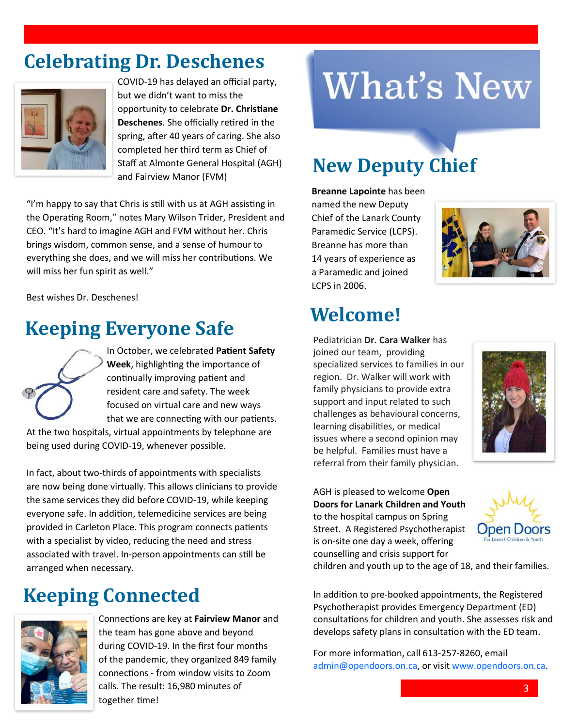## Celebrating Dr. Deschenes

COVID-19 has delayed an official party, but we didn't want to miss the opportunity to celebrate **Dr. Christiane Deschenes**. She officially retired in the spring, after 40 years of caring. She also completed her third term as Chief of Staff at Almonte General Hospital (AGH) and Fairview Manor (FVM)

"I'm happy to say that Chris is still with us at AGH assisting in the Operating Room," notes Mary Wilson Trider, President and CEO. "It's hard to imagine AGH and FVM without her. Chris brings wisdom, common sense, and a sense of humour to everything she does, and we will miss her contributions. We will miss her fun spirit as well."

Best wishes Dr. Deschenes!

## Keeping Everyone Safe

In October, we celebrated **Patient Safety Week**, highlighting the importance of continually improving patient and resident care and safety. The week focused on virtual care and new ways that we are connecting with our patients. At the two hospitals, virtual appointments by telephone are being used during COVID-19, whenever possible.

In fact, about two-thirds of appointments with specialists are now being done virtually. This allows clinicians to provide the same services they did before COVID-19, while keeping everyone safe. In addition, telemedicine services are being provided in Carleton Place. This program connects patients with a specialist by video, reducing the need and stress associated with travel. In-person appointments can still be arranged when necessary.

## Keeping Connected

Connections are key at **Fairview Manor** and the team has gone above and beyond during COVID-19. In the first four months of the pandemic, they organized 849 family connections - from window visits to Zoom calls. The result: 16,980 minutes of together time!

# What's New

## New Deputy Chief

**Breanne Lapointe** has been named the new Deputy Chief of the Lanark County Paramedic Service (LCPS). Breanne has more than 14 years of experience as a Paramedic and joined LCPS in 2006.

## Welcome!

Pediatrician **Dr. Cara Walker** has joined our team, providing specialized services to families in our region. Dr. Walker will work with family physicians to provide extra support and input related to such challenges as behavioural concerns, learning disabilities, or medical issues where a second opinion may be helpful. Families must have a referral from their family physician.

AGH is pleased to welcome **Open Doors for Lanark Children and Youth** to the hospital campus on Spring Street. A Registered Psychotherapist is on-site one day a week, offering counselling and crisis support for children and youth up to the age of 18, and their families.

In addition to pre-booked appointments, the Registered Psychotherapist provides Emergency Department (ED) consultations for children and youth. She assesses risk and develops safety plans in consultation with the ED team.

For more information, call 613-257-8260, email admin@opendoors.on.ca, or visit www.opendoors.on.ca.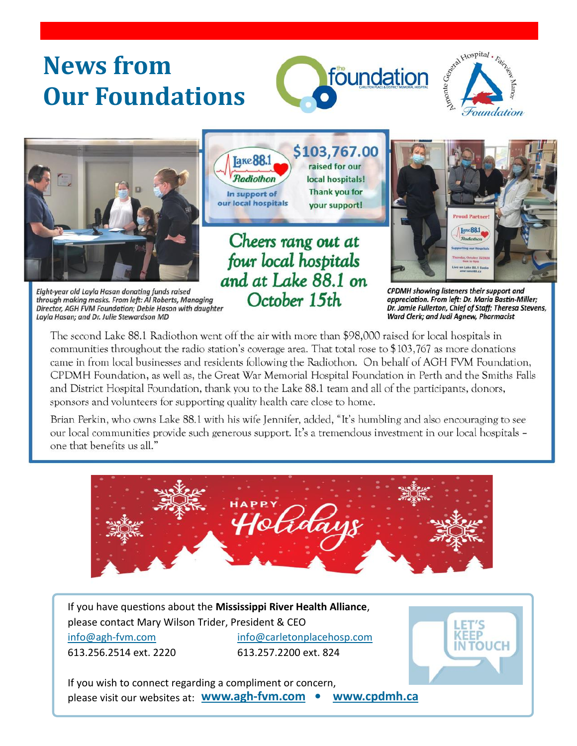# News from Our Foundations

Eight-year old Layla Hasan donating funds raised through making masks. From left: Al Roberts, Managing Director, AGH FVM Foundation; Debie Hason with daughter Layla Hasan; and Dr. Julie Stewardson MD

Lake 88.1 Radiothon
In support of our local hospitals

$103,767.00 raised for our local hospitals! Thank you for your support!

## Cheers rang out at four local hospitals and at Lake 88.1 on October 15th

CPDMH showing listeners their support and appreciation. From left: Dr. Maria Bastin-Miller; Dr. Jamie Fullerton, Chief of Staff; Theresa Stevens, Ward Clerk; and Judi Agnew, Pharmacist

The second Lake 88.1 Radiothon went off the air with more than $98,000 raised for local hospitals in communities throughout the radio station's coverage area. That total rose to $103,767 as more donations came in from local businesses and residents following the Radiothon. On behalf of AGH FVM Foundation, CPDMH Foundation, as well as, the Great War Memorial Hospital Foundation in Perth and the Smiths Falls and District Hospital Foundation, thank you to the Lake 88.1 team and all of the participants, donors, sponsors and volunteers for supporting quality health care close to home.

Brian Perkin, who owns Lake 88.1 with his wife Jennifer, added, "It's humbling and also encouraging to see our local communities provide such generous support. It's a tremendous investment in our local hospitals – one that benefits us all."

HAPPY Holidays

If you have questions about the **Mississippi River Health Alliance**, please contact Mary Wilson Trider, President & CEO

info@agh-fvm.com
613.256.2514 ext. 2220

info@carletonplacehosp.com
613.257.2200 ext. 824

LET'S KEEP IN TOUCH

If you wish to connect regarding a compliment or concern, please visit our websites at: **www.agh-fvm.com** • **www.cpdmh.ca**